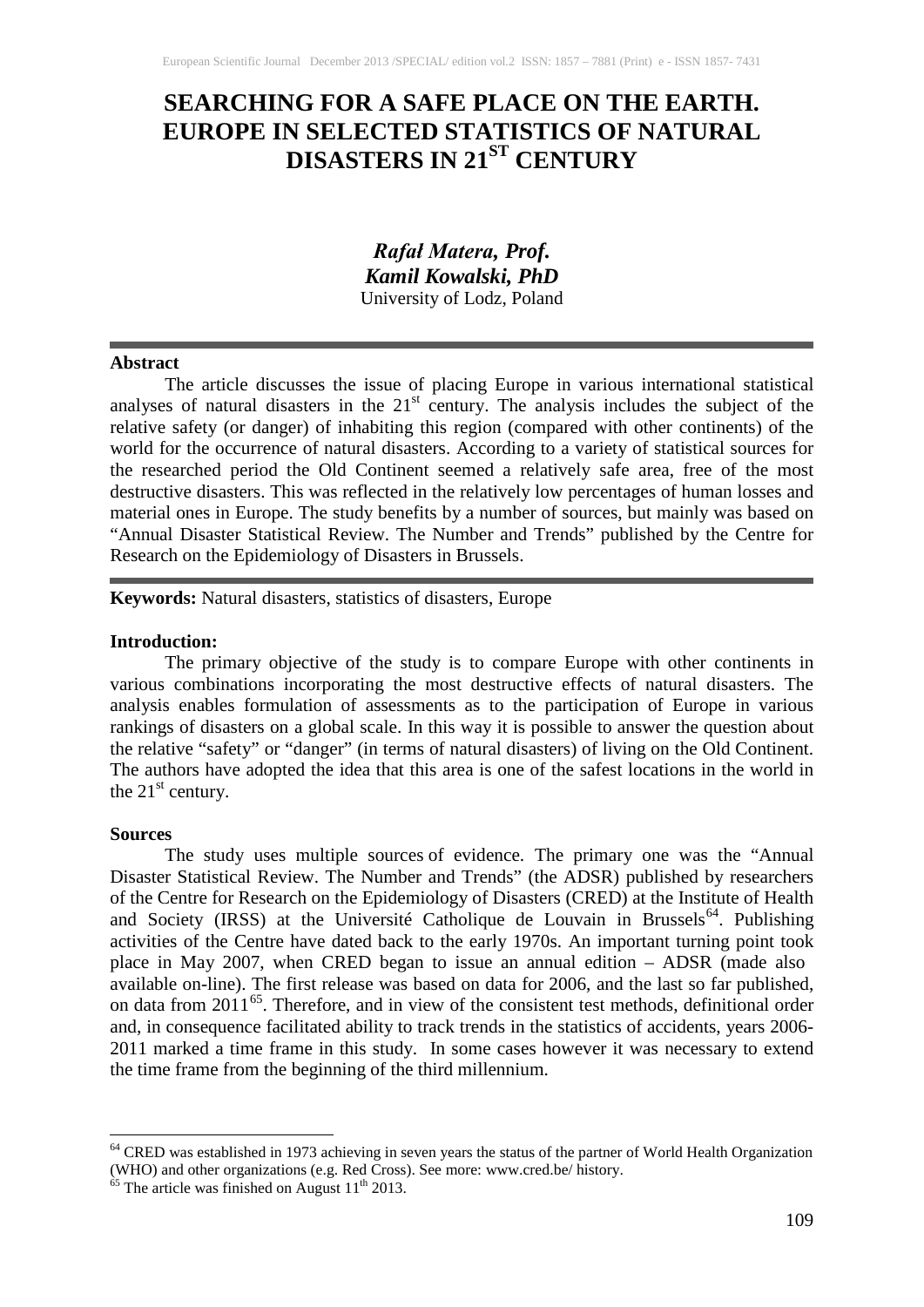# SEARCHING FOR A SAFE PLACE ON THE EARTH. EUROPE IN SELECTED STATISTICS OF NATURAL DISASTERS IN 21[ST] CENTURY

***Rafał Matera, Prof.***
***Kamil Kowalski, PhD***
University of Lodz, Poland

---

**Abstract**

The article discusses the issue of placing Europe in various international statistical analyses of natural disasters in the 21[st] century. The analysis includes the subject of the relative safety (or danger) of inhabiting this region (compared with other continents) of the world for the occurrence of natural disasters. According to a variety of statistical sources for the researched period the Old Continent seemed a relatively safe area, free of the most destructive disasters. This was reflected in the relatively low percentages of human losses and material ones in Europe. The study benefits by a number of sources, but mainly was based on "Annual Disaster Statistical Review. The Number and Trends" published by the Centre for Research on the Epidemiology of Disasters in Brussels.

---

**Keywords:** Natural disasters, statistics of disasters, Europe

**Introduction:**

The primary objective of the study is to compare Europe with other continents in various combinations incorporating the most destructive effects of natural disasters. The analysis enables formulation of assessments as to the participation of Europe in various rankings of disasters on a global scale. In this way it is possible to answer the question about the relative "safety" or "danger" (in terms of natural disasters) of living on the Old Continent. The authors have adopted the idea that this area is one of the safest locations in the world in the 21[st] century.

**Sources**

The study uses multiple sources of evidence. The primary one was the "Annual Disaster Statistical Review. The Number and Trends" (the ADSR) published by researchers of the Centre for Research on the Epidemiology of Disasters (CRED) at the Institute of Health and Society (IRSS) at the Université Catholique de Louvain in Brussels[64]. Publishing activities of the Centre have dated back to the early 1970s. An important turning point took place in May 2007, when CRED began to issue an annual edition – ADSR (made also available on-line). The first release was based on data for 2006, and the last so far published, on data from 2011[65]. Therefore, and in view of the consistent test methods, definitional order and, in consequence facilitated ability to track trends in the statistics of accidents, years 2006-2011 marked a time frame in this study. In some cases however it was necessary to extend the time frame from the beginning of the third millennium.

---

[64] CRED was established in 1973 achieving in seven years the status of the partner of World Health Organization (WHO) and other organizations (e.g. Red Cross). See more: www.cred.be/ history.

[65] The article was finished on August 11[th] 2013.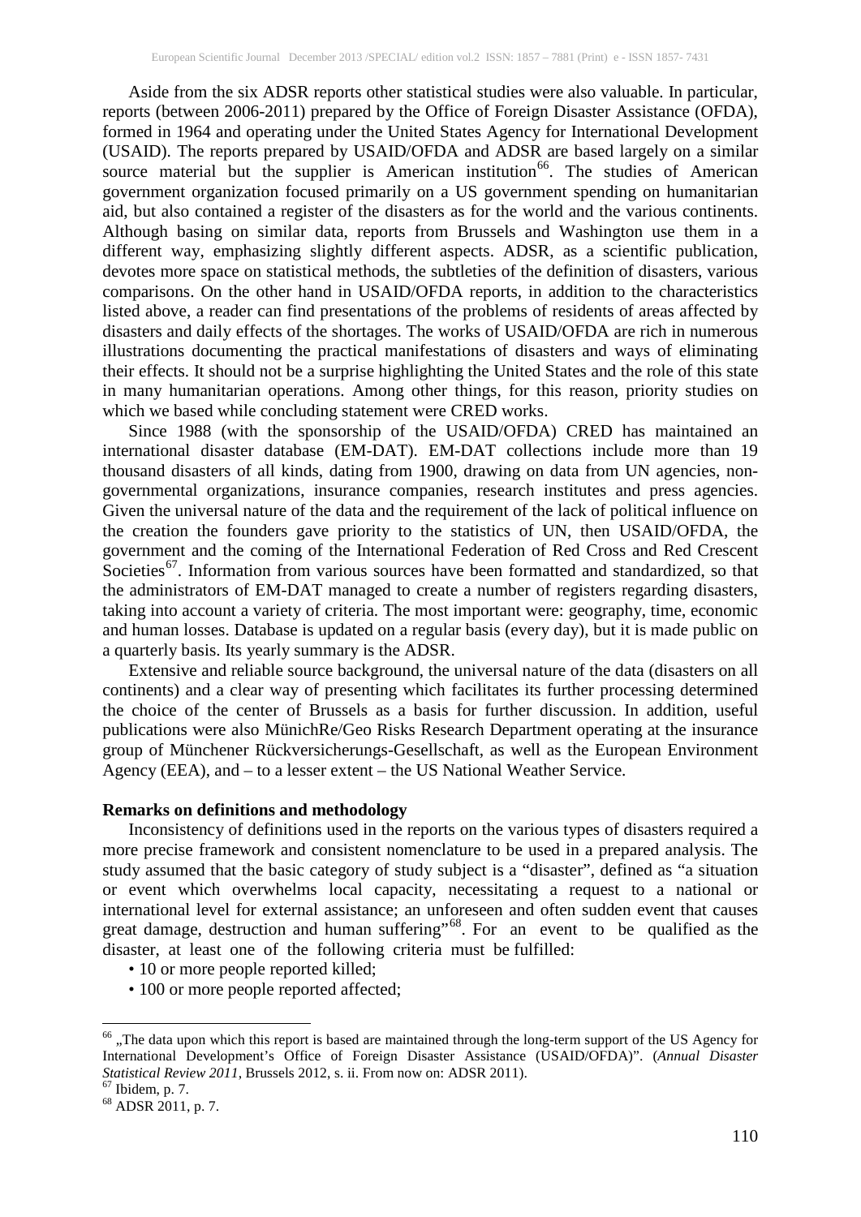Aside from the six ADSR reports other statistical studies were also valuable. In particular, reports (between 2006-2011) prepared by the Office of Foreign Disaster Assistance (OFDA), formed in 1964 and operating under the United States Agency for International Development (USAID). The reports prepared by USAID/OFDA and ADSR are based largely on a similar source material but the supplier is American institution[66]. The studies of American government organization focused primarily on a US government spending on humanitarian aid, but also contained a register of the disasters as for the world and the various continents. Although basing on similar data, reports from Brussels and Washington use them in a different way, emphasizing slightly different aspects. ADSR, as a scientific publication, devotes more space on statistical methods, the subtleties of the definition of disasters, various comparisons. On the other hand in USAID/OFDA reports, in addition to the characteristics listed above, a reader can find presentations of the problems of residents of areas affected by disasters and daily effects of the shortages. The works of USAID/OFDA are rich in numerous illustrations documenting the practical manifestations of disasters and ways of eliminating their effects. It should not be a surprise highlighting the United States and the role of this state in many humanitarian operations. Among other things, for this reason, priority studies on which we based while concluding statement were CRED works.

Since 1988 (with the sponsorship of the USAID/OFDA) CRED has maintained an international disaster database (EM-DAT). EM-DAT collections include more than 19 thousand disasters of all kinds, dating from 1900, drawing on data from UN agencies, non-governmental organizations, insurance companies, research institutes and press agencies. Given the universal nature of the data and the requirement of the lack of political influence on the creation the founders gave priority to the statistics of UN, then USAID/OFDA, the government and the coming of the International Federation of Red Cross and Red Crescent Societies[67]. Information from various sources have been formatted and standardized, so that the administrators of EM-DAT managed to create a number of registers regarding disasters, taking into account a variety of criteria. The most important were: geography, time, economic and human losses. Database is updated on a regular basis (every day), but it is made public on a quarterly basis. Its yearly summary is the ADSR.

Extensive and reliable source background, the universal nature of the data (disasters on all continents) and a clear way of presenting which facilitates its further processing determined the choice of the center of Brussels as a basis for further discussion. In addition, useful publications were also MünichRe/Geo Risks Research Department operating at the insurance group of Münchener Rückversicherungs-Gesellschaft, as well as the European Environment Agency (EEA), and – to a lesser extent – the US National Weather Service.

**Remarks on definitions and methodology**

Inconsistency of definitions used in the reports on the various types of disasters required a more precise framework and consistent nomenclature to be used in a prepared analysis. The study assumed that the basic category of study subject is a "disaster", defined as "a situation or event which overwhelms local capacity, necessitating a request to a national or international level for external assistance; an unforeseen and often sudden event that causes great damage, destruction and human suffering"[68]. For an event to be qualified as the disaster, at least one of the following criteria must be fulfilled:

- 10 or more people reported killed;
- 100 or more people reported affected;

---

[66] „The data upon which this report is based are maintained through the long-term support of the US Agency for International Development's Office of Foreign Disaster Assistance (USAID/OFDA)". (*Annual Disaster Statistical Review 2011*, Brussels 2012, s. ii. From now on: ADSR 2011).

[67] Ibidem, p. 7.

[68] ADSR 2011, p. 7.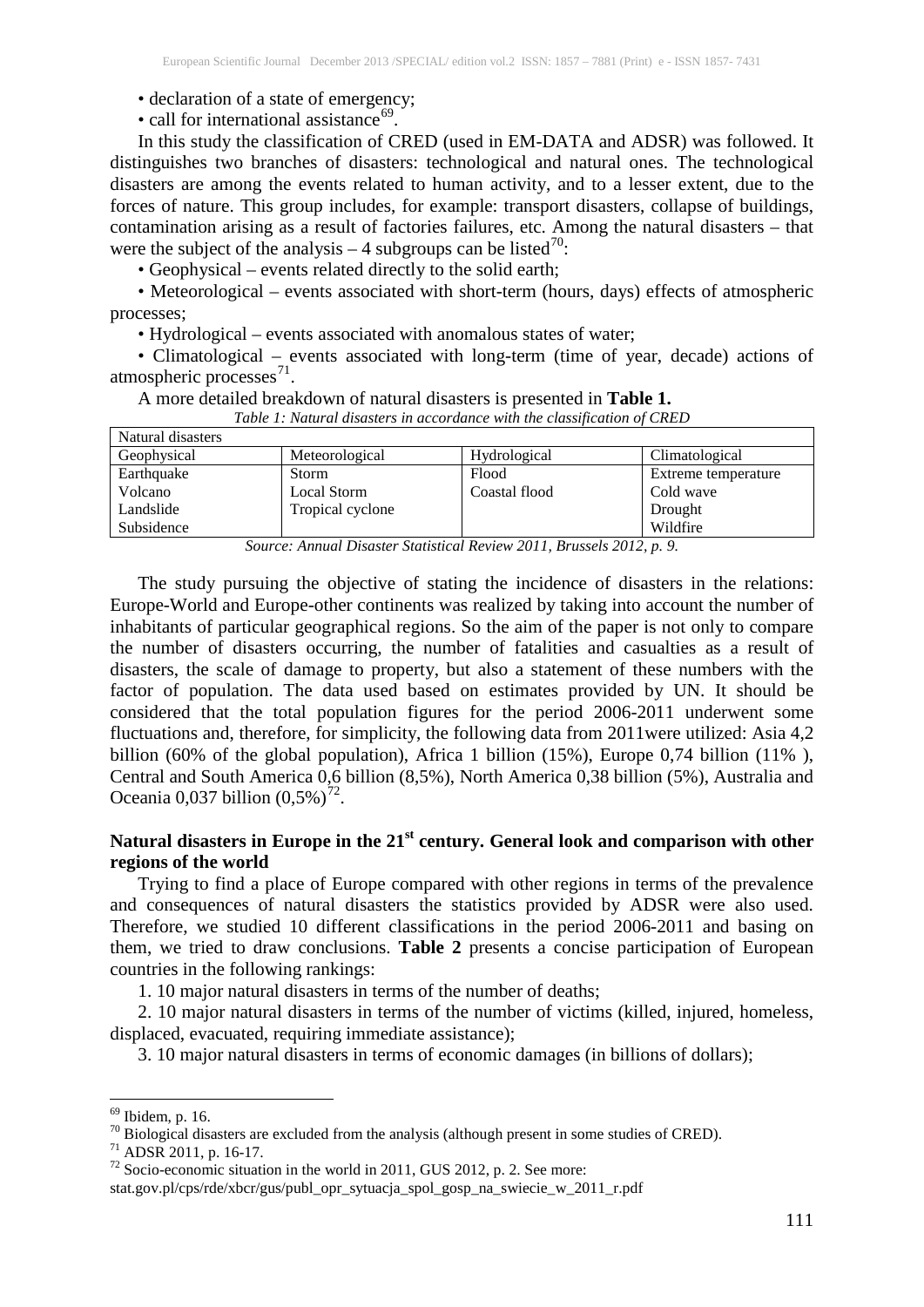• declaration of a state of emergency;

• call for international assistance[69].

In this study the classification of CRED (used in EM-DATA and ADSR) was followed. It distinguishes two branches of disasters: technological and natural ones. The technological disasters are among the events related to human activity, and to a lesser extent, due to the forces of nature. This group includes, for example: transport disasters, collapse of buildings, contamination arising as a result of factories failures, etc. Among the natural disasters – that were the subject of the analysis – 4 subgroups can be listed[70]:

• Geophysical – events related directly to the solid earth;

• Meteorological – events associated with short-term (hours, days) effects of atmospheric processes;

• Hydrological – events associated with anomalous states of water;

• Climatological – events associated with long-term (time of year, decade) actions of atmospheric processes[71].

A more detailed breakdown of natural disasters is presented in **Table 1.**

*Table 1: Natural disasters in accordance with the classification of CRED*

| Natural disasters | | | |
|---|---|---|---|
| Geophysical | Meteorological | Hydrological | Climatological |
| Earthquake | Storm | Flood | Extreme temperature |
| Volcano | Local Storm | Coastal flood | Cold wave |
| Landslide | Tropical cyclone | | Drought |
| Subsidence | | | Wildfire |

*Source: Annual Disaster Statistical Review 2011, Brussels 2012, p. 9.*

The study pursuing the objective of stating the incidence of disasters in the relations: Europe-World and Europe-other continents was realized by taking into account the number of inhabitants of particular geographical regions. So the aim of the paper is not only to compare the number of disasters occurring, the number of fatalities and casualties as a result of disasters, the scale of damage to property, but also a statement of these numbers with the factor of population. The data used based on estimates provided by UN. It should be considered that the total population figures for the period 2006-2011 underwent some fluctuations and, therefore, for simplicity, the following data from 2011were utilized: Asia 4,2 billion (60% of the global population), Africa 1 billion (15%), Europe 0,74 billion (11% ), Central and South America 0,6 billion (8,5%), North America 0,38 billion (5%), Australia and Oceania 0,037 billion (0,5%)[72].

## Natural disasters in Europe in the 21st century. General look and comparison with other regions of the world

Trying to find a place of Europe compared with other regions in terms of the prevalence and consequences of natural disasters the statistics provided by ADSR were also used. Therefore, we studied 10 different classifications in the period 2006-2011 and basing on them, we tried to draw conclusions. **Table 2** presents a concise participation of European countries in the following rankings:

1. 10 major natural disasters in terms of the number of deaths;

2. 10 major natural disasters in terms of the number of victims (killed, injured, homeless, displaced, evacuated, requiring immediate assistance);

3. 10 major natural disasters in terms of economic damages (in billions of dollars);

---

[69] Ibidem, p. 16.

[70] Biological disasters are excluded from the analysis (although present in some studies of CRED).

[71] ADSR 2011, p. 16-17.

[72] Socio-economic situation in the world in 2011, GUS 2012, p. 2. See more: stat.gov.pl/cps/rde/xbcr/gus/publ_opr_sytuacja_spol_gosp_na_swiecie_w_2011_r.pdf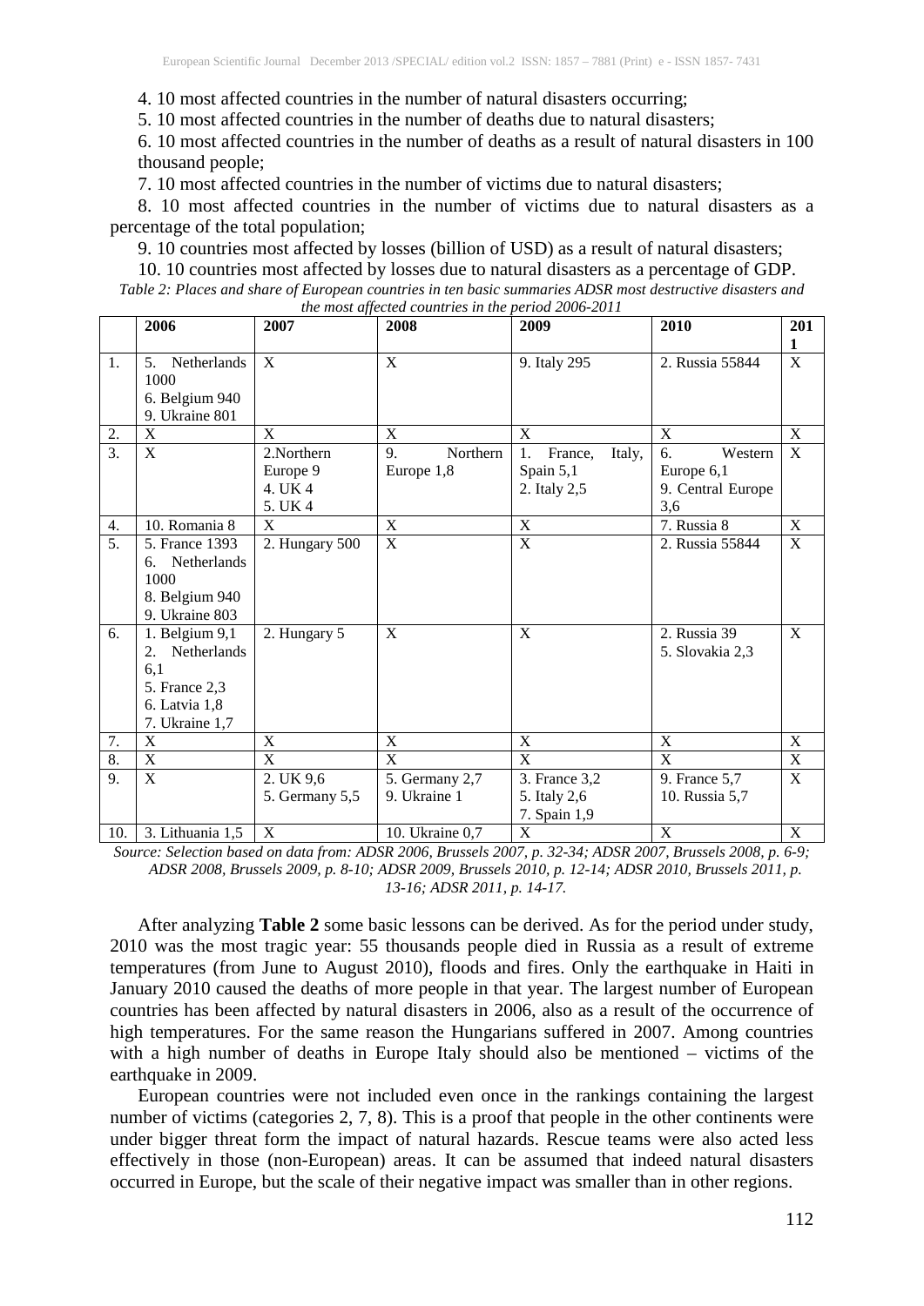4. 10 most affected countries in the number of natural disasters occurring;

5. 10 most affected countries in the number of deaths due to natural disasters;

6. 10 most affected countries in the number of deaths as a result of natural disasters in 100 thousand people;

7. 10 most affected countries in the number of victims due to natural disasters;

8. 10 most affected countries in the number of victims due to natural disasters as a percentage of the total population;

9. 10 countries most affected by losses (billion of USD) as a result of natural disasters;

10. 10 countries most affected by losses due to natural disasters as a percentage of GDP.

*Table 2: Places and share of European countries in ten basic summaries ADSR most destructive disasters and the most affected countries in the period 2006-2011*

| | 2006 | 2007 | 2008 | 2009 | 2010 | 2011 |
|---|---|---|---|---|---|---|
| 1. | 5. Netherlands 1000<br>6. Belgium 940<br>9. Ukraine 801 | X | X | 9. Italy 295 | 2. Russia 55844 | X |
| 2. | X | X | X | X | X | X |
| 3. | X | 2.Northern Europe 9<br>4. UK 4<br>5. UK 4 | 9. Northern Europe 1,8 | 1. France, Italy, Spain 5,1<br>2. Italy 2,5 | 6. Western Europe 6,1<br>9. Central Europe 3,6 | X |
| 4. | 10. Romania 8 | X | X | X | 7. Russia 8 | X |
| 5. | 5. France 1393<br>6. Netherlands 1000<br>8. Belgium 940<br>9. Ukraine 803 | 2. Hungary 500 | X | X | 2. Russia 55844 | X |
| 6. | 1. Belgium 9,1<br>2. Netherlands 6,1<br>5. France 2,3<br>6. Latvia 1,8<br>7. Ukraine 1,7 | 2. Hungary 5 | X | X | 2. Russia 39<br>5. Slovakia 2,3 | X |
| 7. | X | X | X | X | X | X |
| 8. | X | X | X | X | X | X |
| 9. | X | 2. UK 9,6<br>5. Germany 5,5 | 5. Germany 2,7<br>9. Ukraine 1 | 3. France 3,2<br>5. Italy 2,6<br>7. Spain 1,9 | 9. France 5,7<br>10. Russia 5,7 | X |
| 10. | 3. Lithuania 1,5 | X | 10. Ukraine 0,7 | X | X | X |

*Source: Selection based on data from: ADSR 2006, Brussels 2007, p. 32-34; ADSR 2007, Brussels 2008, p. 6-9; ADSR 2008, Brussels 2009, p. 8-10; ADSR 2009, Brussels 2010, p. 12-14; ADSR 2010, Brussels 2011, p. 13-16; ADSR 2011, p. 14-17.*

After analyzing **Table 2** some basic lessons can be derived. As for the period under study, 2010 was the most tragic year: 55 thousands people died in Russia as a result of extreme temperatures (from June to August 2010), floods and fires. Only the earthquake in Haiti in January 2010 caused the deaths of more people in that year. The largest number of European countries has been affected by natural disasters in 2006, also as a result of the occurrence of high temperatures. For the same reason the Hungarians suffered in 2007. Among countries with a high number of deaths in Europe Italy should also be mentioned – victims of the earthquake in 2009.

European countries were not included even once in the rankings containing the largest number of victims (categories 2, 7, 8). This is a proof that people in the other continents were under bigger threat form the impact of natural hazards. Rescue teams were also acted less effectively in those (non-European) areas. It can be assumed that indeed natural disasters occurred in Europe, but the scale of their negative impact was smaller than in other regions.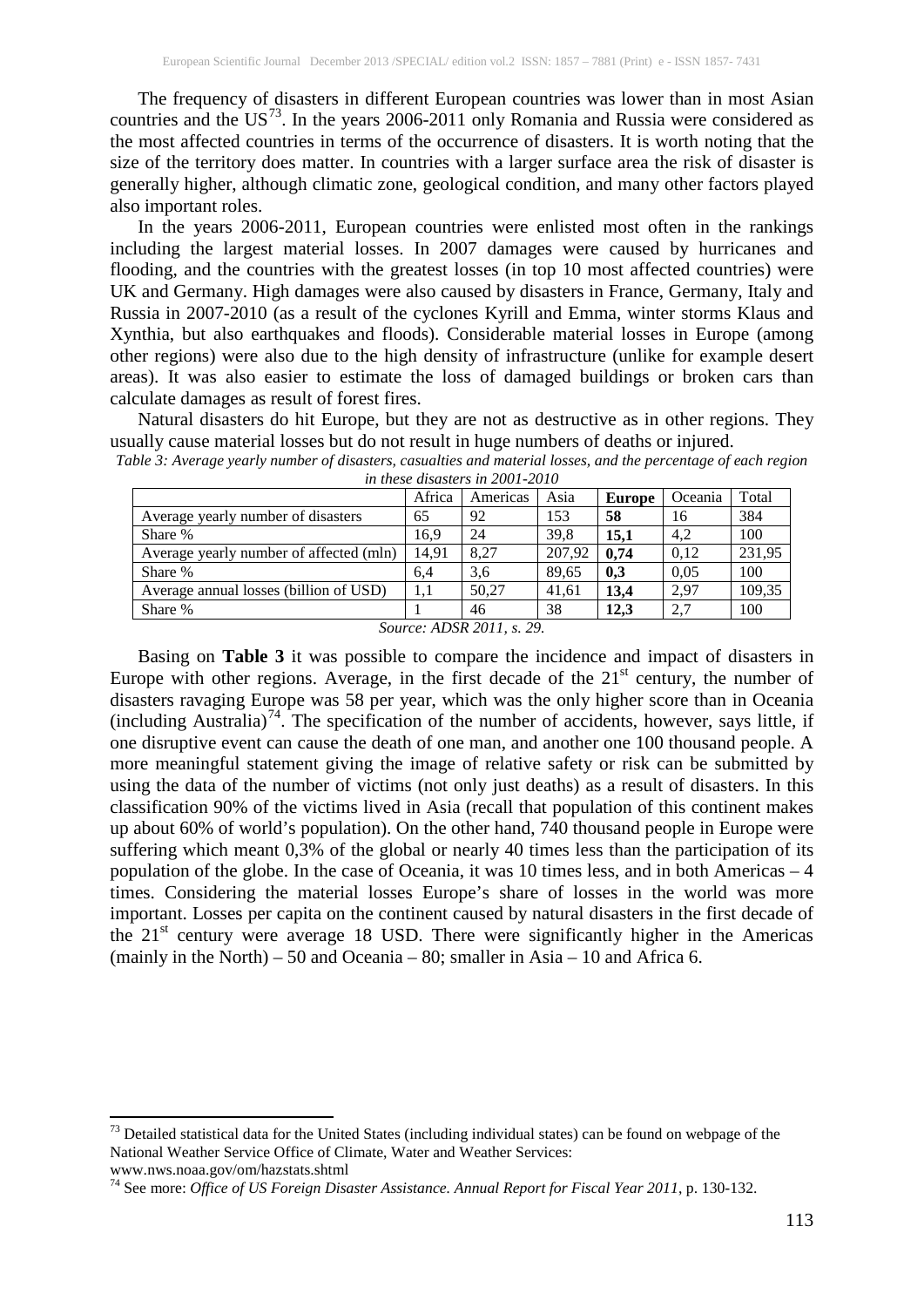The frequency of disasters in different European countries was lower than in most Asian countries and the US[73]. In the years 2006-2011 only Romania and Russia were considered as the most affected countries in terms of the occurrence of disasters. It is worth noting that the size of the territory does matter. In countries with a larger surface area the risk of disaster is generally higher, although climatic zone, geological condition, and many other factors played also important roles.

In the years 2006-2011, European countries were enlisted most often in the rankings including the largest material losses. In 2007 damages were caused by hurricanes and flooding, and the countries with the greatest losses (in top 10 most affected countries) were UK and Germany. High damages were also caused by disasters in France, Germany, Italy and Russia in 2007-2010 (as a result of the cyclones Kyrill and Emma, winter storms Klaus and Xynthia, but also earthquakes and floods). Considerable material losses in Europe (among other regions) were also due to the high density of infrastructure (unlike for example desert areas). It was also easier to estimate the loss of damaged buildings or broken cars than calculate damages as result of forest fires.

Natural disasters do hit Europe, but they are not as destructive as in other regions. They usually cause material losses but do not result in huge numbers of deaths or injured.

*Table 3: Average yearly number of disasters, casualties and material losses, and the percentage of each region in these disasters in 2001-2010*

| | Africa | Americas | Asia | **Europe** | Oceania | Total |
|---|---|---|---|---|---|---|
| Average yearly number of disasters | 65 | 92 | 153 | **58** | 16 | 384 |
| Share % | 16,9 | 24 | 39,8 | **15,1** | 4,2 | 100 |
| Average yearly number of affected (mln) | 14,91 | 8,27 | 207,92 | **0,74** | 0,12 | 231,95 |
| Share % | 6,4 | 3,6 | 89,65 | **0,3** | 0,05 | 100 |
| Average annual losses (billion of USD) | 1,1 | 50,27 | 41,61 | **13,4** | 2,97 | 109,35 |
| Share % | 1 | 46 | 38 | **12,3** | 2,7 | 100 |

*Source: ADSR 2011, s. 29.*

Basing on **Table 3** it was possible to compare the incidence and impact of disasters in Europe with other regions. Average, in the first decade of the 21st century, the number of disasters ravaging Europe was 58 per year, which was the only higher score than in Oceania (including Australia)[74]. The specification of the number of accidents, however, says little, if one disruptive event can cause the death of one man, and another one 100 thousand people. A more meaningful statement giving the image of relative safety or risk can be submitted by using the data of the number of victims (not only just deaths) as a result of disasters. In this classification 90% of the victims lived in Asia (recall that population of this continent makes up about 60% of world's population). On the other hand, 740 thousand people in Europe were suffering which meant 0,3% of the global or nearly 40 times less than the participation of its population of the globe. In the case of Oceania, it was 10 times less, and in both Americas – 4 times. Considering the material losses Europe's share of losses in the world was more important. Losses per capita on the continent caused by natural disasters in the first decade of the 21st century were average 18 USD. There were significantly higher in the Americas (mainly in the North) – 50 and Oceania – 80; smaller in Asia – 10 and Africa 6.

---

[73] Detailed statistical data for the United States (including individual states) can be found on webpage of the National Weather Service Office of Climate, Water and Weather Services: www.nws.noaa.gov/om/hazstats.shtml

[74] See more: *Office of US Foreign Disaster Assistance. Annual Report for Fiscal Year 2011*, p. 130-132.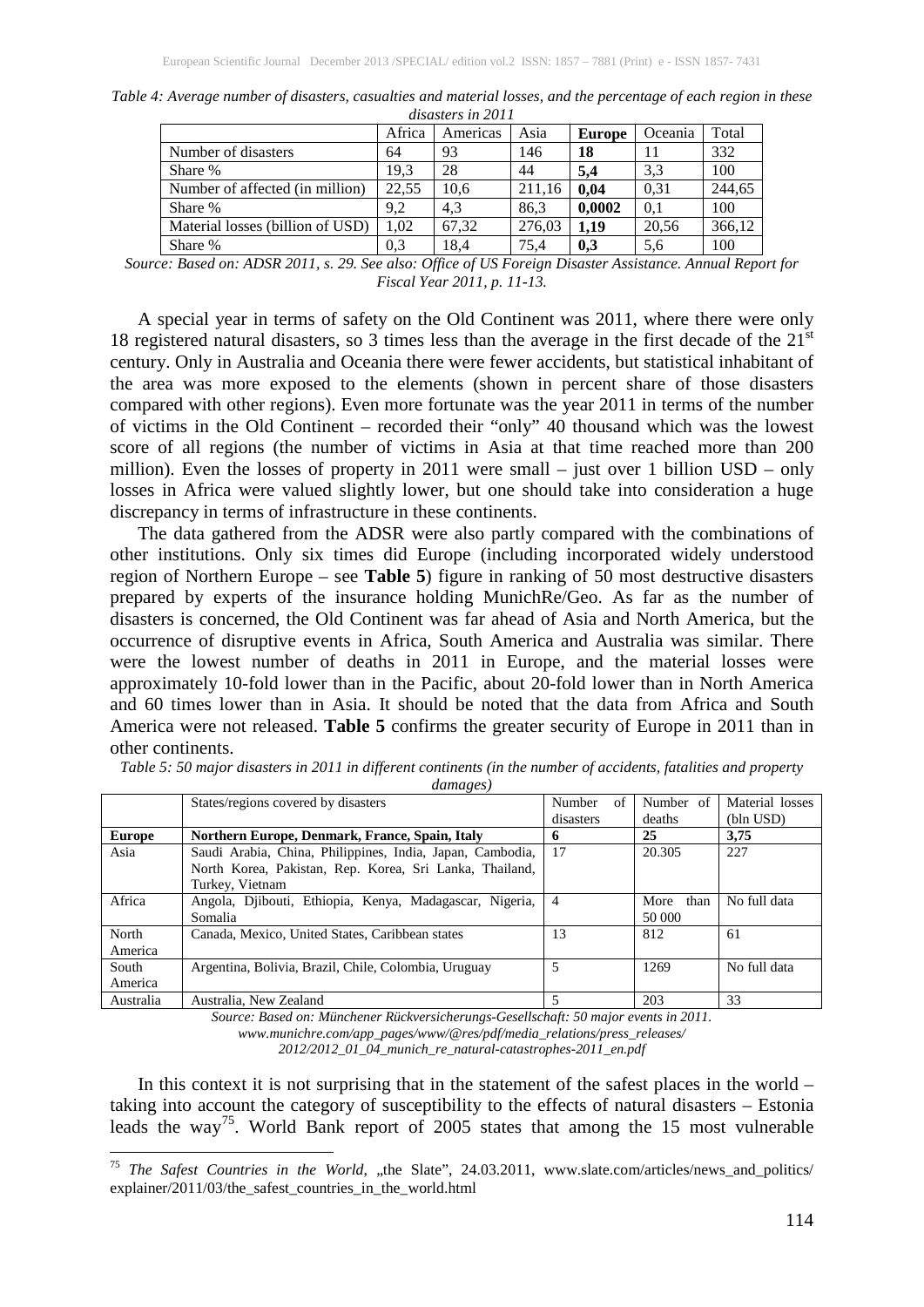*Table 4: Average number of disasters, casualties and material losses, and the percentage of each region in these disasters in 2011*

| | Africa | Americas | Asia | **Europe** | Oceania | Total |
|---|---|---|---|---|---|---|
| Number of disasters | 64 | 93 | 146 | **18** | 11 | 332 |
| Share % | 19,3 | 28 | 44 | **5,4** | 3,3 | 100 |
| Number of affected (in million) | 22,55 | 10,6 | 211,16 | **0,04** | 0,31 | 244,65 |
| Share % | 9,2 | 4,3 | 86,3 | **0,0002** | 0,1 | 100 |
| Material losses (billion of USD) | 1,02 | 67,32 | 276,03 | **1,19** | 20,56 | 366,12 |
| Share % | 0,3 | 18,4 | 75,4 | **0,3** | 5,6 | 100 |

*Source: Based on: ADSR 2011, s. 29. See also: Office of US Foreign Disaster Assistance. Annual Report for Fiscal Year 2011, p. 11-13.*

A special year in terms of safety on the Old Continent was 2011, where there were only 18 registered natural disasters, so 3 times less than the average in the first decade of the 21[st] century. Only in Australia and Oceania there were fewer accidents, but statistical inhabitant of the area was more exposed to the elements (shown in percent share of those disasters compared with other regions). Even more fortunate was the year 2011 in terms of the number of victims in the Old Continent – recorded their "only" 40 thousand which was the lowest score of all regions (the number of victims in Asia at that time reached more than 200 million). Even the losses of property in 2011 were small – just over 1 billion USD – only losses in Africa were valued slightly lower, but one should take into consideration a huge discrepancy in terms of infrastructure in these continents.

The data gathered from the ADSR were also partly compared with the combinations of other institutions. Only six times did Europe (including incorporated widely understood region of Northern Europe – see **Table 5**) figure in ranking of 50 most destructive disasters prepared by experts of the insurance holding MunichRe/Geo. As far as the number of disasters is concerned, the Old Continent was far ahead of Asia and North America, but the occurrence of disruptive events in Africa, South America and Australia was similar. There were the lowest number of deaths in 2011 in Europe, and the material losses were approximately 10-fold lower than in the Pacific, about 20-fold lower than in North America and 60 times lower than in Asia. It should be noted that the data from Africa and South America were not released. **Table 5** confirms the greater security of Europe in 2011 than in other continents.

*Table 5: 50 major disasters in 2011 in different continents (in the number of accidents, fatalities and property damages)*

| | States/regions covered by disasters | Number of disasters | Number of deaths | Material losses (bln USD) |
|---|---|---|---|---|
| **Europe** | **Northern Europe, Denmark, France, Spain, Italy** | **6** | **25** | **3,75** |
| Asia | Saudi Arabia, China, Philippines, India, Japan, Cambodia, North Korea, Pakistan, Rep. Korea, Sri Lanka, Thailand, Turkey, Vietnam | 17 | 20.305 | 227 |
| Africa | Angola, Djibouti, Ethiopia, Kenya, Madagascar, Nigeria, Somalia | 4 | More than 50 000 | No full data |
| North America | Canada, Mexico, United States, Caribbean states | 13 | 812 | 61 |
| South America | Argentina, Bolivia, Brazil, Chile, Colombia, Uruguay | 5 | 1269 | No full data |
| Australia | Australia, New Zealand | 5 | 203 | 33 |

*Source: Based on: Münchener Rückversicherungs-Gesellschaft: 50 major events in 2011. www.munichre.com/app_pages/www/@res/pdf/media_relations/press_releases/2012/2012_01_04_munich_re_natural-catastrophes-2011_en.pdf*

In this context it is not surprising that in the statement of the safest places in the world – taking into account the category of susceptibility to the effects of natural disasters – Estonia leads the way[75]. World Bank report of 2005 states that among the 15 most vulnerable

[75] *The Safest Countries in the World*, „the Slate", 24.03.2011, www.slate.com/articles/news_and_politics/explainer/2011/03/the_safest_countries_in_the_world.html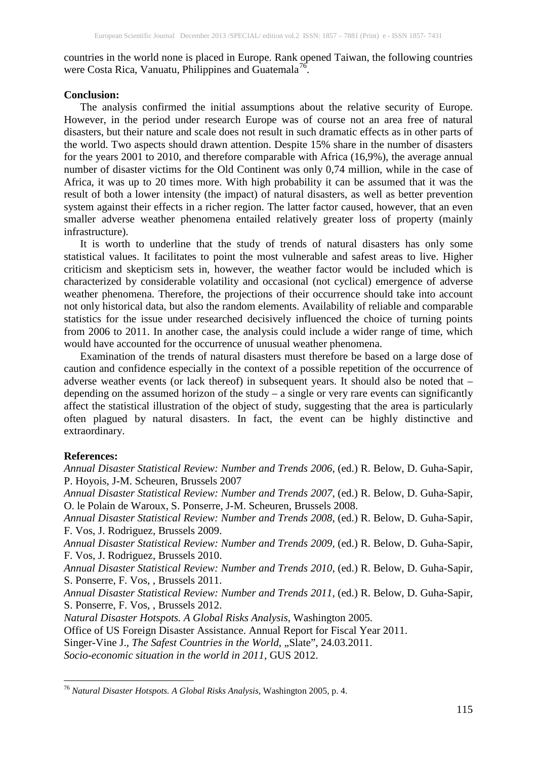countries in the world none is placed in Europe. Rank opened Taiwan, the following countries were Costa Rica, Vanuatu, Philippines and Guatemala[76].

**Conclusion:**

The analysis confirmed the initial assumptions about the relative security of Europe. However, in the period under research Europe was of course not an area free of natural disasters, but their nature and scale does not result in such dramatic effects as in other parts of the world. Two aspects should drawn attention. Despite 15% share in the number of disasters for the years 2001 to 2010, and therefore comparable with Africa (16,9%), the average annual number of disaster victims for the Old Continent was only 0,74 million, while in the case of Africa, it was up to 20 times more. With high probability it can be assumed that it was the result of both a lower intensity (the impact) of natural disasters, as well as better prevention system against their effects in a richer region. The latter factor caused, however, that an even smaller adverse weather phenomena entailed relatively greater loss of property (mainly infrastructure).

It is worth to underline that the study of trends of natural disasters has only some statistical values. It facilitates to point the most vulnerable and safest areas to live. Higher criticism and skepticism sets in, however, the weather factor would be included which is characterized by considerable volatility and occasional (not cyclical) emergence of adverse weather phenomena. Therefore, the projections of their occurrence should take into account not only historical data, but also the random elements. Availability of reliable and comparable statistics for the issue under researched decisively influenced the choice of turning points from 2006 to 2011. In another case, the analysis could include a wider range of time, which would have accounted for the occurrence of unusual weather phenomena.

Examination of the trends of natural disasters must therefore be based on a large dose of caution and confidence especially in the context of a possible repetition of the occurrence of adverse weather events (or lack thereof) in subsequent years. It should also be noted that – depending on the assumed horizon of the study – a single or very rare events can significantly affect the statistical illustration of the object of study, suggesting that the area is particularly often plagued by natural disasters. In fact, the event can be highly distinctive and extraordinary.

**References:**

*Annual Disaster Statistical Review: Number and Trends 2006*, (ed.) R. Below, D. Guha-Sapir, P. Hoyois, J-M. Scheuren, Brussels 2007

*Annual Disaster Statistical Review: Number and Trends 2007*, (ed.) R. Below, D. Guha-Sapir, O. le Polain de Waroux, S. Ponserre, J-M. Scheuren, Brussels 2008.

*Annual Disaster Statistical Review: Number and Trends 2008*, (ed.) R. Below, D. Guha-Sapir, F. Vos, J. Rodriguez, Brussels 2009.

*Annual Disaster Statistical Review: Number and Trends 2009*, (ed.) R. Below, D. Guha-Sapir, F. Vos, J. Rodriguez, Brussels 2010.

*Annual Disaster Statistical Review: Number and Trends 2010*, (ed.) R. Below, D. Guha-Sapir, S. Ponserre, F. Vos, , Brussels 2011.

*Annual Disaster Statistical Review: Number and Trends 2011*, (ed.) R. Below, D. Guha-Sapir, S. Ponserre, F. Vos, , Brussels 2012.

*Natural Disaster Hotspots. A Global Risks Analysis*, Washington 2005.

Office of US Foreign Disaster Assistance. Annual Report for Fiscal Year 2011.

Singer-Vine J., *The Safest Countries in the World*, „Slate", 24.03.2011.

*Socio-economic situation in the world in 2011*, GUS 2012.

---

[76] *Natural Disaster Hotspots. A Global Risks Analysis*, Washington 2005, p. 4.